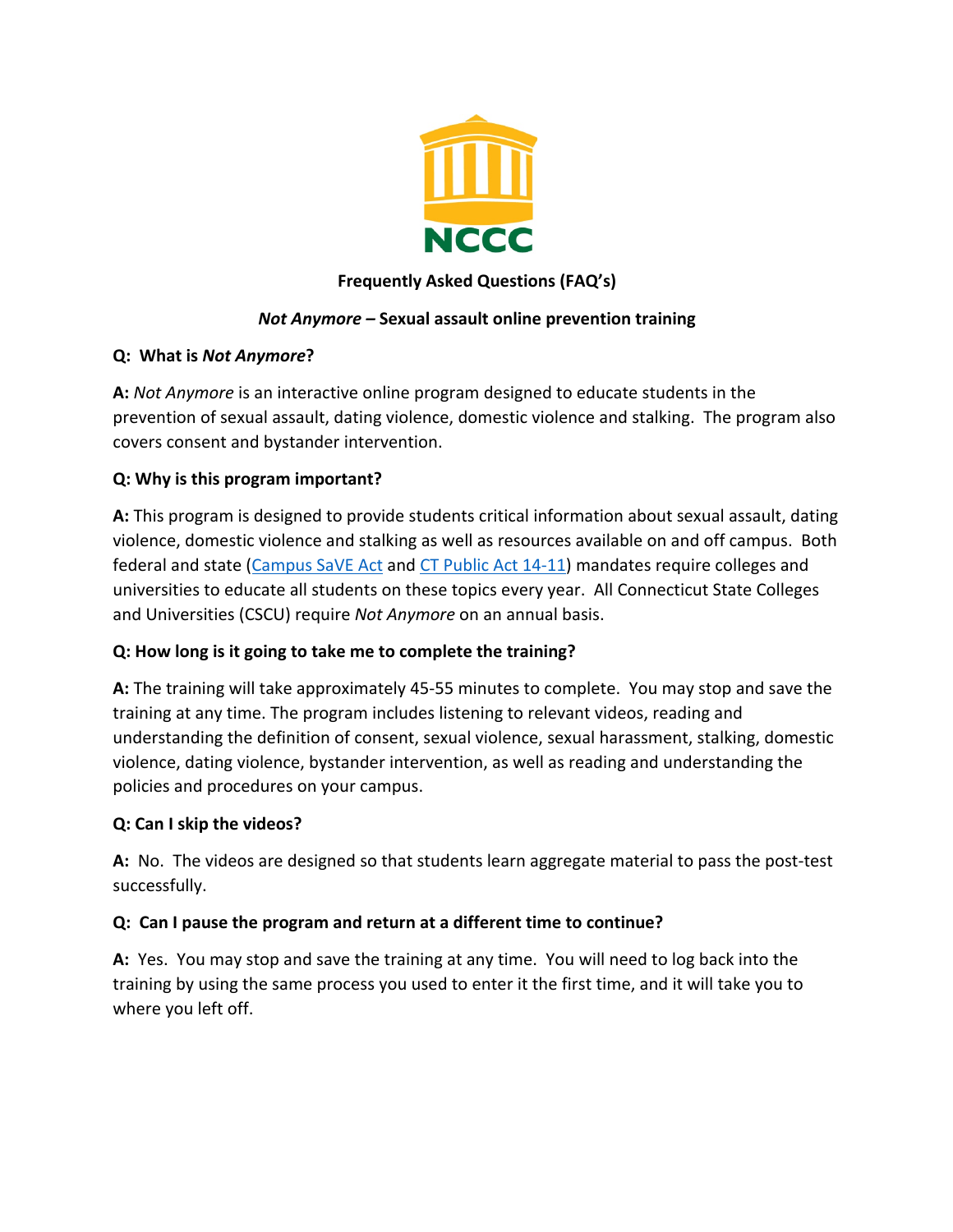NCCC

# Frequently Asked Questions (FAQ's)

## *Not Anymore* – Sexual assault online prevention training

**Q: What is *Not Anymore*?**

**A:** *Not Anymore* is an interactive online program designed to educate students in the prevention of sexual assault, dating violence, domestic violence and stalking. The program also covers consent and bystander intervention.

**Q: Why is this program important?**

**A:** This program is designed to provide students critical information about sexual assault, dating violence, domestic violence and stalking as well as resources available on and off campus. Both federal and state (Campus SaVE Act and CT Public Act 14-11) mandates require colleges and universities to educate all students on these topics every year. All Connecticut State Colleges and Universities (CSCU) require *Not Anymore* on an annual basis.

**Q: How long is it going to take me to complete the training?**

**A:** The training will take approximately 45-55 minutes to complete. You may stop and save the training at any time. The program includes listening to relevant videos, reading and understanding the definition of consent, sexual violence, sexual harassment, stalking, domestic violence, dating violence, bystander intervention, as well as reading and understanding the policies and procedures on your campus.

**Q: Can I skip the videos?**

**A:** No. The videos are designed so that students learn aggregate material to pass the post-test successfully.

**Q: Can I pause the program and return at a different time to continue?**

**A:** Yes. You may stop and save the training at any time. You will need to log back into the training by using the same process you used to enter it the first time, and it will take you to where you left off.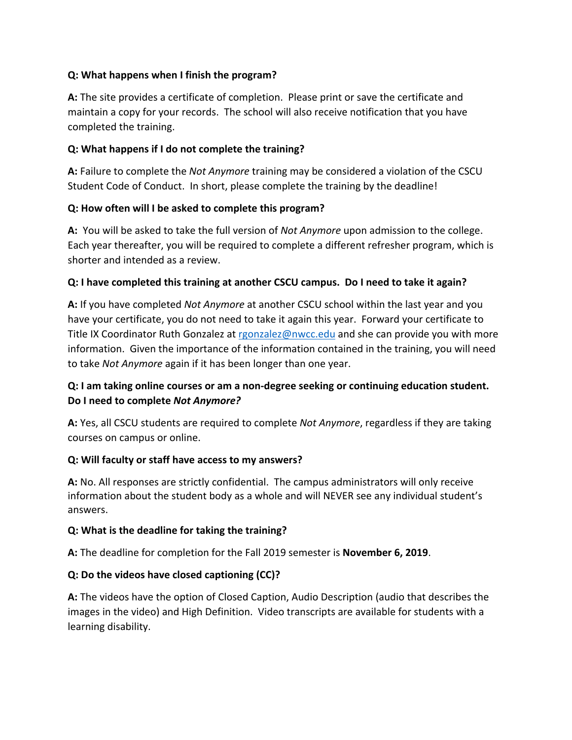**Q: What happens when I finish the program?**

**A:** The site provides a certificate of completion. Please print or save the certificate and maintain a copy for your records. The school will also receive notification that you have completed the training.

**Q: What happens if I do not complete the training?**

**A:** Failure to complete the *Not Anymore* training may be considered a violation of the CSCU Student Code of Conduct. In short, please complete the training by the deadline!

**Q: How often will I be asked to complete this program?**

**A:** You will be asked to take the full version of *Not Anymore* upon admission to the college. Each year thereafter, you will be required to complete a different refresher program, which is shorter and intended as a review.

**Q: I have completed this training at another CSCU campus. Do I need to take it again?**

**A:** If you have completed *Not Anymore* at another CSCU school within the last year and you have your certificate, you do not need to take it again this year. Forward your certificate to Title IX Coordinator Ruth Gonzalez at [rgonzalez@nwcc.edu](mailto:rgonzalez@nwcc.edu) and she can provide you with more information. Given the importance of the information contained in the training, you will need to take *Not Anymore* again if it has been longer than one year.

**Q: I am taking online courses or am a non-degree seeking or continuing education student. Do I need to complete *Not Anymore?***

**A:** Yes, all CSCU students are required to complete *Not Anymore*, regardless if they are taking courses on campus or online.

**Q: Will faculty or staff have access to my answers?**

**A:** No. All responses are strictly confidential. The campus administrators will only receive information about the student body as a whole and will NEVER see any individual student's answers.

**Q: What is the deadline for taking the training?**

**A:** The deadline for completion for the Fall 2019 semester is **November 6, 2019**.

**Q: Do the videos have closed captioning (CC)?**

**A:** The videos have the option of Closed Caption, Audio Description (audio that describes the images in the video) and High Definition. Video transcripts are available for students with a learning disability.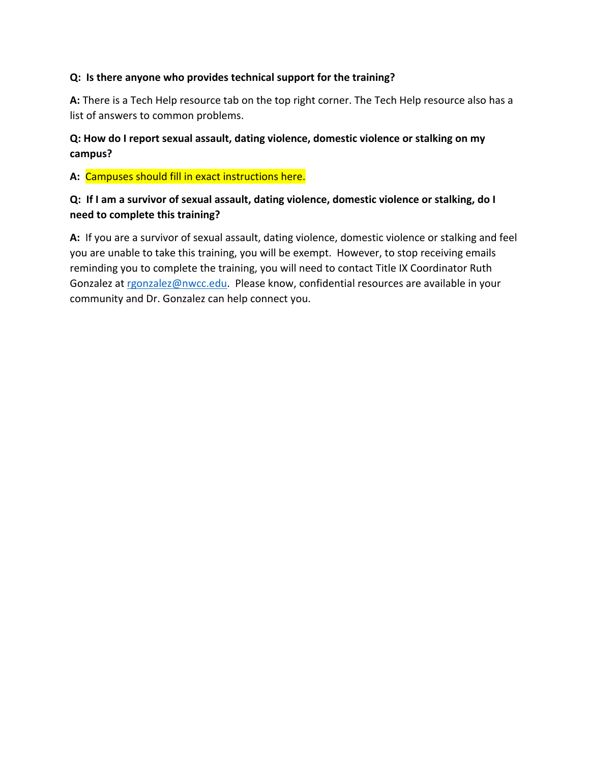**Q: Is there anyone who provides technical support for the training?**

**A:** There is a Tech Help resource tab on the top right corner. The Tech Help resource also has a list of answers to common problems.

**Q: How do I report sexual assault, dating violence, domestic violence or stalking on my campus?**

**A:** Campuses should fill in exact instructions here.

**Q: If I am a survivor of sexual assault, dating violence, domestic violence or stalking, do I need to complete this training?**

**A:** If you are a survivor of sexual assault, dating violence, domestic violence or stalking and feel you are unable to take this training, you will be exempt. However, to stop receiving emails reminding you to complete the training, you will need to contact Title IX Coordinator Ruth Gonzalez at rgonzalez@nwcc.edu. Please know, confidential resources are available in your community and Dr. Gonzalez can help connect you.